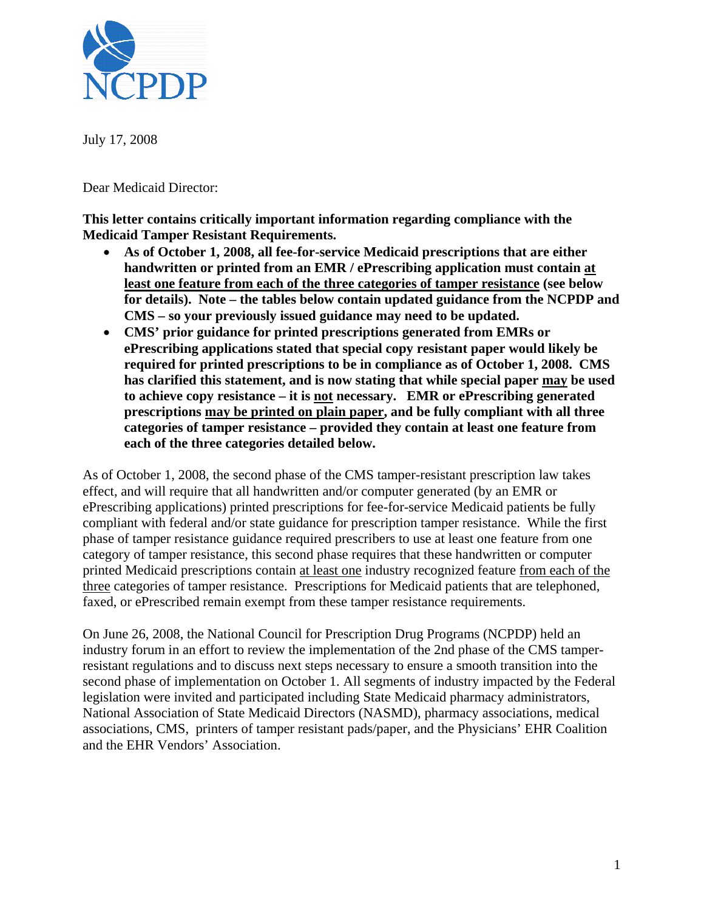NCPDP

July 17, 2008

Dear Medicaid Director:

**This letter contains critically important information regarding compliance with the Medicaid Tamper Resistant Requirements.**

- **As of October 1, 2008, all fee-for-service Medicaid prescriptions that are either handwritten or printed from an EMR / ePrescribing application must contain at least one feature from each of the three categories of tamper resistance (see below for details). Note – the tables below contain updated guidance from the NCPDP and CMS – so your previously issued guidance may need to be updated.**
- **CMS' prior guidance for printed prescriptions generated from EMRs or ePrescribing applications stated that special copy resistant paper would likely be required for printed prescriptions to be in compliance as of October 1, 2008. CMS has clarified this statement, and is now stating that while special paper may be used to achieve copy resistance – it is not necessary. EMR or ePrescribing generated prescriptions may be printed on plain paper, and be fully compliant with all three categories of tamper resistance – provided they contain at least one feature from each of the three categories detailed below.**

As of October 1, 2008, the second phase of the CMS tamper-resistant prescription law takes effect, and will require that all handwritten and/or computer generated (by an EMR or ePrescribing applications) printed prescriptions for fee-for-service Medicaid patients be fully compliant with federal and/or state guidance for prescription tamper resistance. While the first phase of tamper resistance guidance required prescribers to use at least one feature from one category of tamper resistance, this second phase requires that these handwritten or computer printed Medicaid prescriptions contain at least one industry recognized feature from each of the three categories of tamper resistance. Prescriptions for Medicaid patients that are telephoned, faxed, or ePrescribed remain exempt from these tamper resistance requirements.

On June 26, 2008, the National Council for Prescription Drug Programs (NCPDP) held an industry forum in an effort to review the implementation of the 2nd phase of the CMS tamper-resistant regulations and to discuss next steps necessary to ensure a smooth transition into the second phase of implementation on October 1. All segments of industry impacted by the Federal legislation were invited and participated including State Medicaid pharmacy administrators, National Association of State Medicaid Directors (NASMD), pharmacy associations, medical associations, CMS, printers of tamper resistant pads/paper, and the Physicians' EHR Coalition and the EHR Vendors' Association.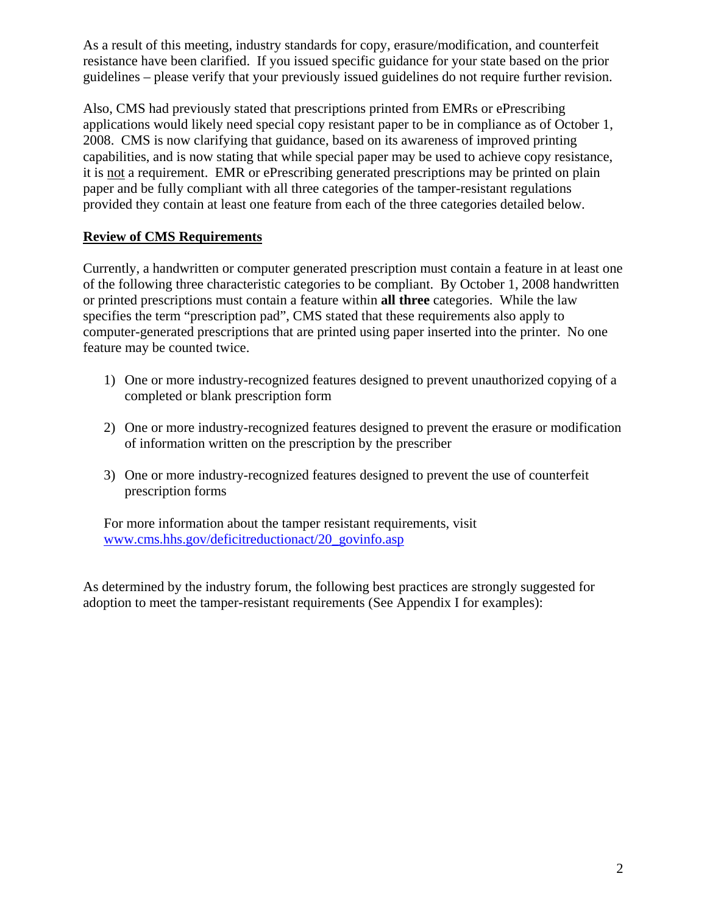As a result of this meeting, industry standards for copy, erasure/modification, and counterfeit resistance have been clarified. If you issued specific guidance for your state based on the prior guidelines – please verify that your previously issued guidelines do not require further revision.

Also, CMS had previously stated that prescriptions printed from EMRs or ePrescribing applications would likely need special copy resistant paper to be in compliance as of October 1, 2008. CMS is now clarifying that guidance, based on its awareness of improved printing capabilities, and is now stating that while special paper may be used to achieve copy resistance, it is not a requirement. EMR or ePrescribing generated prescriptions may be printed on plain paper and be fully compliant with all three categories of the tamper-resistant regulations provided they contain at least one feature from each of the three categories detailed below.

**Review of CMS Requirements**

Currently, a handwritten or computer generated prescription must contain a feature in at least one of the following three characteristic categories to be compliant. By October 1, 2008 handwritten or printed prescriptions must contain a feature within **all three** categories. While the law specifies the term "prescription pad", CMS stated that these requirements also apply to computer-generated prescriptions that are printed using paper inserted into the printer. No one feature may be counted twice.

1) One or more industry-recognized features designed to prevent unauthorized copying of a completed or blank prescription form
2) One or more industry-recognized features designed to prevent the erasure or modification of information written on the prescription by the prescriber
3) One or more industry-recognized features designed to prevent the use of counterfeit prescription forms

For more information about the tamper resistant requirements, visit www.cms.hhs.gov/deficitreductionact/20_govinfo.asp

As determined by the industry forum, the following best practices are strongly suggested for adoption to meet the tamper-resistant requirements (See Appendix I for examples):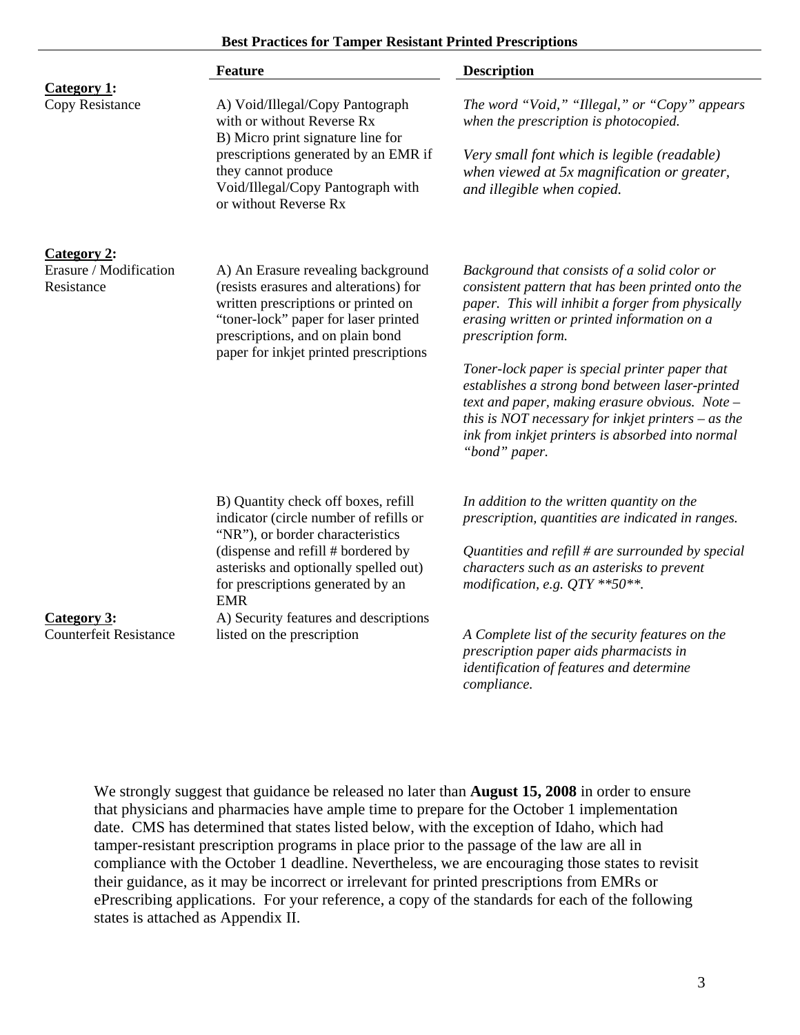**Best Practices for Tamper Resistant Printed Prescriptions**

| | Feature | Description |
|---|---|---|
| **Category 1:** Copy Resistance | A) Void/Illegal/Copy Pantograph with or without Reverse Rx<br>B) Micro print signature line for prescriptions generated by an EMR if they cannot produce Void/Illegal/Copy Pantograph with or without Reverse Rx | *The word "Void," "Illegal," or "Copy" appears when the prescription is photocopied.*<br><br>*Very small font which is legible (readable) when viewed at 5x magnification or greater, and illegible when copied.* |
| **Category 2:** Erasure / Modification Resistance | A) An Erasure revealing background (resists erasures and alterations) for written prescriptions or printed on "toner-lock" paper for laser printed prescriptions, and on plain bond paper for inkjet printed prescriptions | *Background that consists of a solid color or consistent pattern that has been printed onto the paper. This will inhibit a forger from physically erasing written or printed information on a prescription form.*<br><br>*Toner-lock paper is special printer paper that establishes a strong bond between laser-printed text and paper, making erasure obvious. Note – this is NOT necessary for inkjet printers – as the ink from inkjet printers is absorbed into normal "bond" paper.* |
| | B) Quantity check off boxes, refill indicator (circle number of refills or "NR"), or border characteristics (dispense and refill # bordered by asterisks and optionally spelled out) for prescriptions generated by an EMR | *In addition to the written quantity on the prescription, quantities are indicated in ranges.*<br><br>*Quantities and refill # are surrounded by special characters such as an asterisks to prevent modification, e.g. QTY **50**.* |
| **Category 3:** Counterfeit Resistance | A) Security features and descriptions listed on the prescription | *A Complete list of the security features on the prescription paper aids pharmacists in identification of features and determine compliance.* |

We strongly suggest that guidance be released no later than **August 15, 2008** in order to ensure that physicians and pharmacies have ample time to prepare for the October 1 implementation date. CMS has determined that states listed below, with the exception of Idaho, which had tamper-resistant prescription programs in place prior to the passage of the law are all in compliance with the October 1 deadline. Nevertheless, we are encouraging those states to revisit their guidance, as it may be incorrect or irrelevant for printed prescriptions from EMRs or ePrescribing applications. For your reference, a copy of the standards for each of the following states is attached as Appendix II.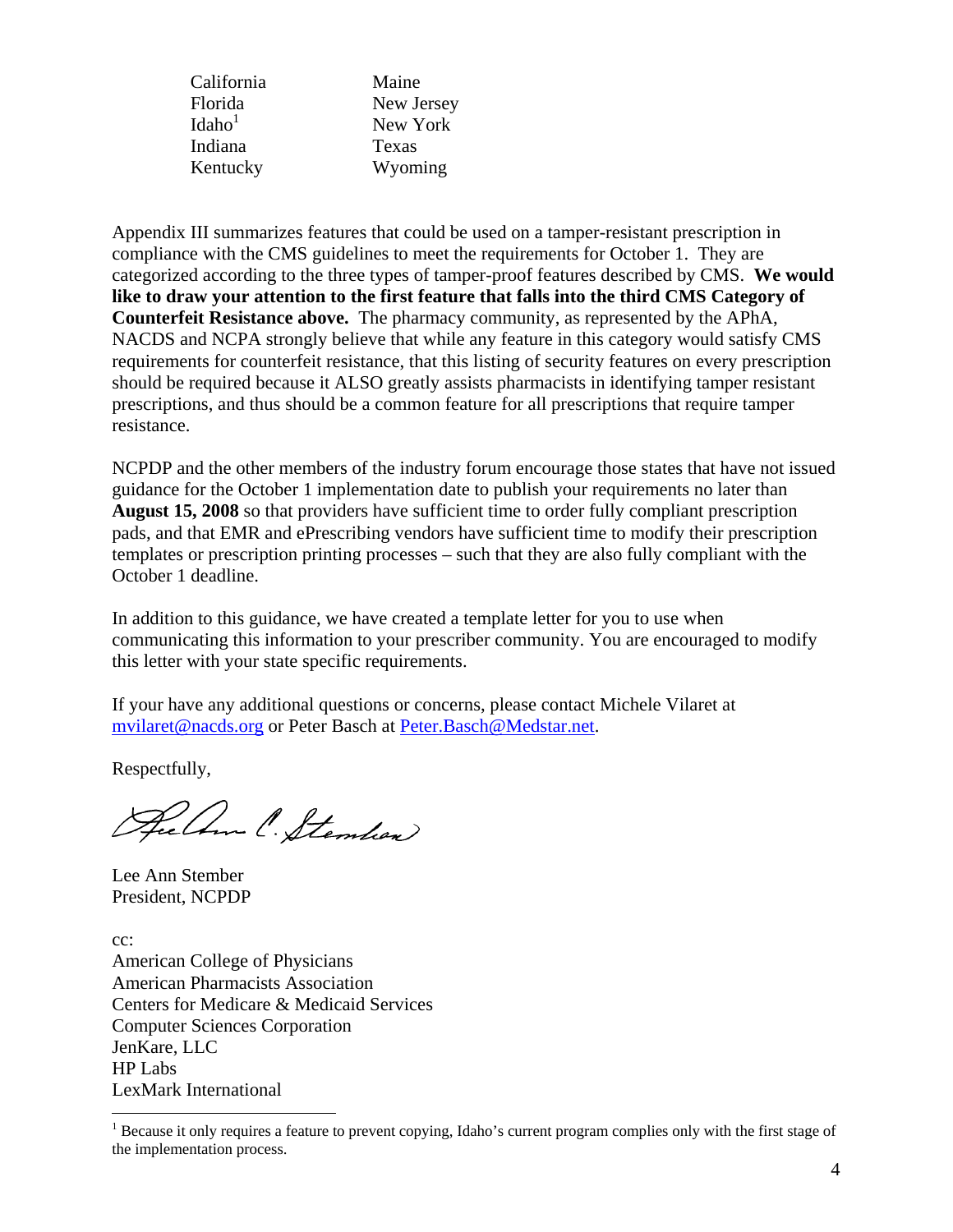| | |
|---|---|
| California | Maine |
| Florida | New Jersey |
| Idaho[1] | New York |
| Indiana | Texas |
| Kentucky | Wyoming |

Appendix III summarizes features that could be used on a tamper-resistant prescription in compliance with the CMS guidelines to meet the requirements for October 1. They are categorized according to the three types of tamper-proof features described by CMS. **We would like to draw your attention to the first feature that falls into the third CMS Category of Counterfeit Resistance above.** The pharmacy community, as represented by the APhA, NACDS and NCPA strongly believe that while any feature in this category would satisfy CMS requirements for counterfeit resistance, that this listing of security features on every prescription should be required because it ALSO greatly assists pharmacists in identifying tamper resistant prescriptions, and thus should be a common feature for all prescriptions that require tamper resistance.

NCPDP and the other members of the industry forum encourage those states that have not issued guidance for the October 1 implementation date to publish your requirements no later than **August 15, 2008** so that providers have sufficient time to order fully compliant prescription pads, and that EMR and ePrescribing vendors have sufficient time to modify their prescription templates or prescription printing processes – such that they are also fully compliant with the October 1 deadline.

In addition to this guidance, we have created a template letter for you to use when communicating this information to your prescriber community. You are encouraged to modify this letter with your state specific requirements.

If your have any additional questions or concerns, please contact Michele Vilaret at mvilaret@nacds.org or Peter Basch at Peter.Basch@Medstar.net.

Respectfully,

Lee Ann Stember
President, NCPDP

cc:
American College of Physicians
American Pharmacists Association
Centers for Medicare & Medicaid Services
Computer Sciences Corporation
JenKare, LLC
HP Labs
LexMark International

[1] Because it only requires a feature to prevent copying, Idaho's current program complies only with the first stage of the implementation process.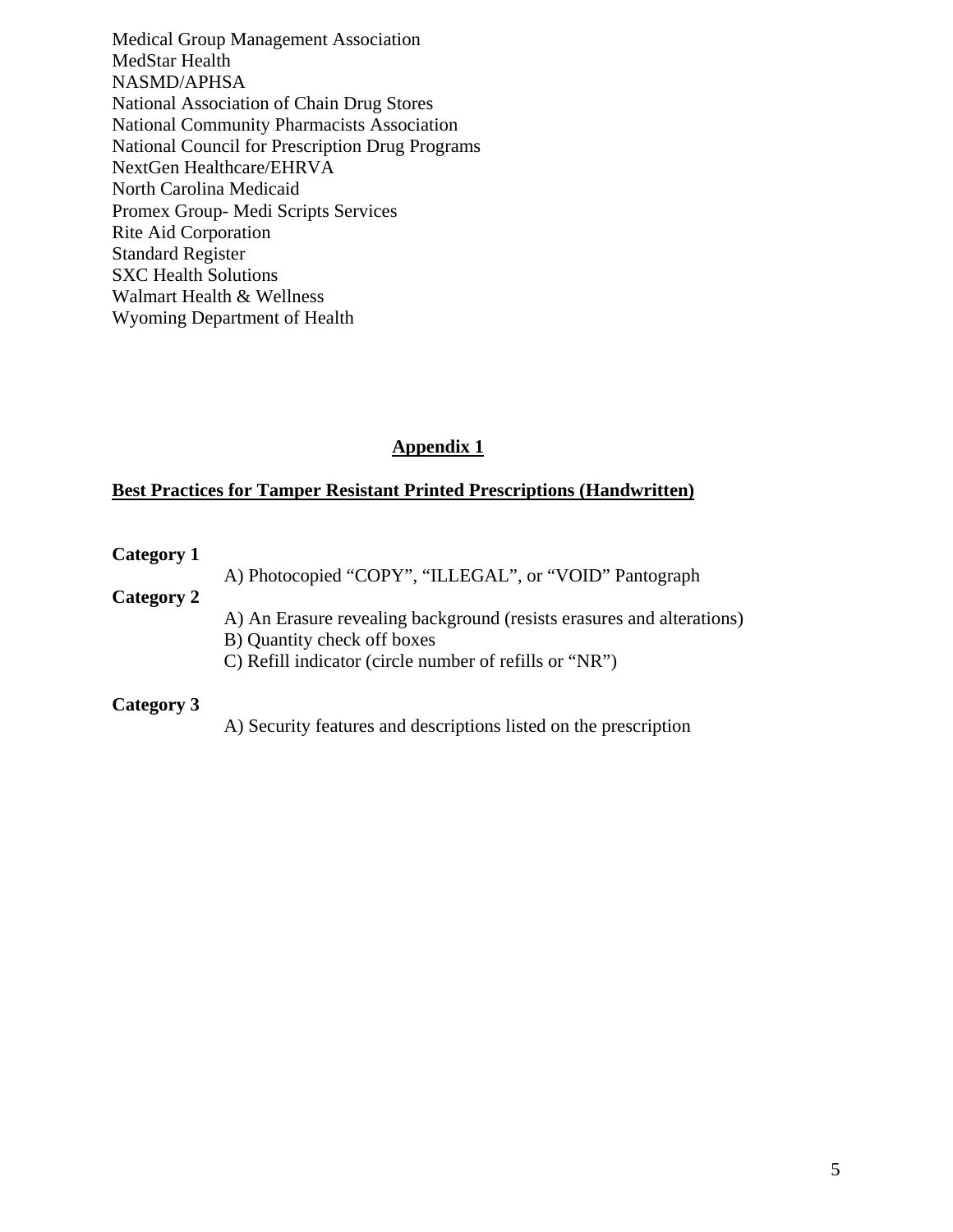Medical Group Management Association
MedStar Health
NASMD/APHSA
National Association of Chain Drug Stores
National Community Pharmacists Association
National Council for Prescription Drug Programs
NextGen Healthcare/EHRVA
North Carolina Medicaid
Promex Group- Medi Scripts Services
Rite Aid Corporation
Standard Register
SXC Health Solutions
Walmart Health & Wellness
Wyoming Department of Health

## Appendix 1

### Best Practices for Tamper Resistant Printed Prescriptions (Handwritten)

**Category 1**

A) Photocopied "COPY", "ILLEGAL", or "VOID" Pantograph

**Category 2**

A) An Erasure revealing background (resists erasures and alterations)
B) Quantity check off boxes
C) Refill indicator (circle number of refills or "NR")

**Category 3**

A) Security features and descriptions listed on the prescription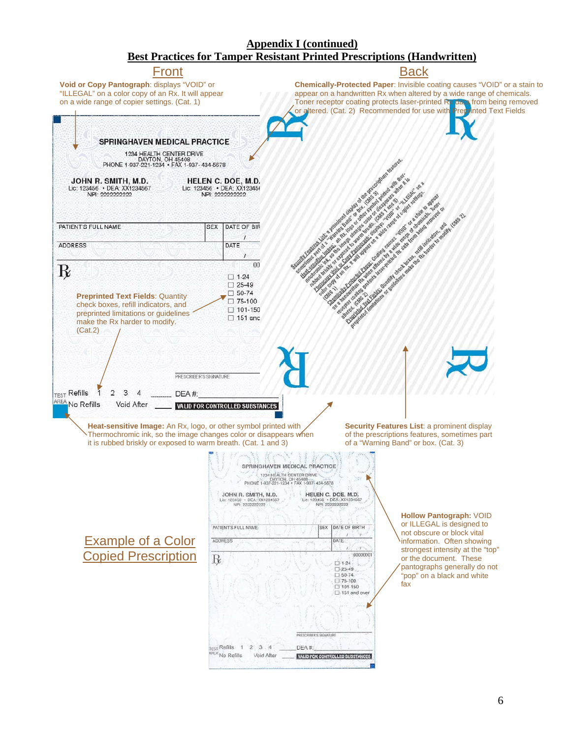## Appendix I (continued)

## Best Practices for Tamper Resistant Printed Prescriptions (Handwritten)

### Front

**Void or Copy Pantograph**: displays "VOID" or "ILLEGAL" on a color copy of an Rx. It will appear on a wide range of copier settings. (Cat. 1)

SPRINGHAVEN MEDICAL PRACTICE
1234 HEALTH CENTER DRIVE
DAYTON, OH 45408
PHONE 1-937-221-1234 • FAX 1-937-434-5678

JOHN R. SMITH, M.D.
Lic: 123456 • DEA: XX1234567
NPI: 2222222222

HELEN C. DOE, M.D.
Lic: 123456 • DEA: XX123456
NPI: 2222222222

PATIENT'S FULL NAME | SEX | DATE OF BIR

ADDRESS | DATE

℞

00

☐ 1-24
☐ 25-49
☐ 50-74
☐ 75-100
☐ 101-150
☐ 151 and

**Preprinted Text Fields**: Quantity check boxes, refill indicators, and preprinted limitations or guidelines make the Rx harder to modify. (Cat.2)

PRESCRIBER'S SIGNATURE

TEST AREA Refills 1 2 3 4 ______ DEA #:

No Refills Void After ______ VALID FOR CONTROLLED SUBSTANCES

**Heat-sensitive Image:** An Rx, logo, or other symbol printed with Thermochromic ink, so the image changes color or disappears when it is rubbed briskly or exposed to warm breath. (Cat. 1 and 3)

### Back

**Chemically-Protected Paper**: Invisible coating causes "VOID" or a stain to appear on a handwritten Rx when altered by a wide range of chemicals. Toner receptor coating protects laser-printed Rx data from being removed or altered. (Cat. 2) Recommended for use with Preprinted Text Fields

Security Features List: a prominent display of the prescriptions features, sometimes part of a "Warning Band" or box. (CMS 3) Heat-sensitive Image: An Rx, logo or other symbol printed with thermochromic ink, so the image changes color or disappears when it is rubbed briskly or exposed to warm breath. (CMS 1 and 3) Photocopy Void or Copy Pantograph: displays "VOID" or "ILLEGAL" on a color copy of an Rx. It will appear on a wide range of copier settings. (CMS 1) Chemically-Protected Paper: Coating causes "VOID" or a stain to appear on a handwritten Rx when altered by a wide range of chemicals. Toner receptor coating protects laser-printed Rx data from being removed or altered. (CMS 2) Preprinted Text Fields: Quantity check boxes, refill indicators, and preprinted limitations or guidelines make the Rx harder to modify. (CMS 2)

**Security Features List**: a prominent display of the prescriptions features, sometimes part of a "Warning Band" or box. (Cat. 3)

### Example of a Color Copied Prescription

SPRINGHAVEN MEDICAL PRACTICE
1234 HEALTH CENTER DRIVE
DAYTON, OH 45408
PHONE 1-937-221-1234 • FAX 1-937-434-5678

JOHN R. SMITH, M.D.
Lic: 123456 • DEA: XX1234567
NPI: 2222222222

HELEN C. DOE, M.D.
Lic: 123456 • DEA: XX1234567
NPI: 2222222222

PATIENT'S FULL NAME | SEX | DATE OF BIRTH

ADDRESS | DATE

℞

00000001

☐ 1-24
☐ 25-49
☐ 50-74
☐ 75-100
☐ 101-150
☐ 151 and over

PRESCRIBER'S SIGNATURE

TEST AREA Refills 1 2 3 4 DEA #:

No Refills Void After VALID FOR CONTROLLED SUBSTANCES

**Hollow Pantograph:** VOID or ILLEGAL is designed to not obscure or block vital information. Often showing strongest intensity at the "top" or the document. These pantographs generally do not "pop" on a black and white fax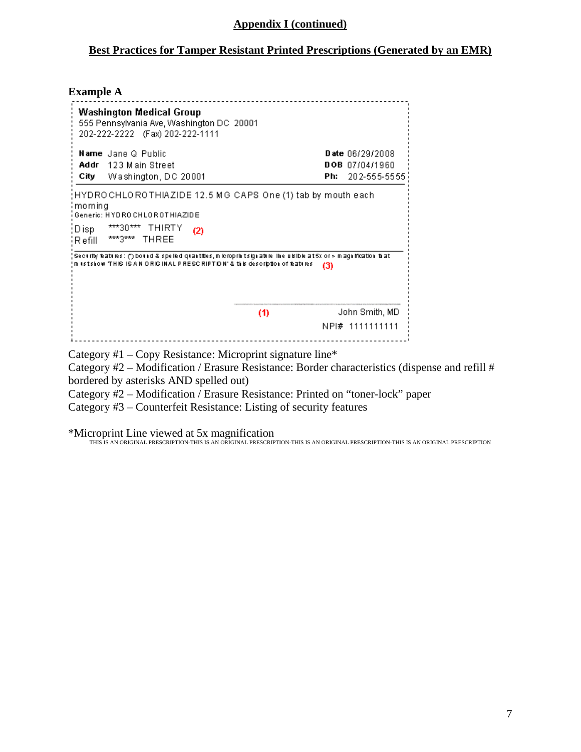## Appendix I (continued)

## Best Practices for Tamper Resistant Printed Prescriptions (Generated by an EMR)

### Example A

**Washington Medical Group**
555 Pennsylvania Ave, Washington DC 20001
202-222-2222 (Fax) 202-222-1111

**Name** Jane Q Public — **Date** 06/29/2008
**Addr** 123 Main Street — **DOB** 07/04/1960
**City** Washington, DC 20001 — **Ph:** 202-555-5555

HYDROCHLOROTHIAZIDE 12.5 MG CAPS One (1) tab by mouth each morning
Generic: HYDROCHLOROTHIAZIDE

Disp ***30*** THIRTY (2)
Refill ***3*** THREE

Security features: (*) bound & spelled quantities, microprint signature line visible at 5x or > magnification that must show 'THIS IS AN ORIGINAL PRESCRIPTION' & this description of features (3)

(1) John Smith, MD
NPI# 1111111111

Category #1 – Copy Resistance: Microprint signature line*
Category #2 – Modification / Erasure Resistance: Border characteristics (dispense and refill # bordered by asterisks AND spelled out)
Category #2 – Modification / Erasure Resistance: Printed on "toner-lock" paper
Category #3 – Counterfeit Resistance: Listing of security features

*Microprint Line viewed at 5x magnification
THIS IS AN ORIGINAL PRESCRIPTION-THIS IS AN ORIGINAL PRESCRIPTION-THIS IS AN ORIGINAL PRESCRIPTION-THIS IS AN ORIGINAL PRESCRIPTION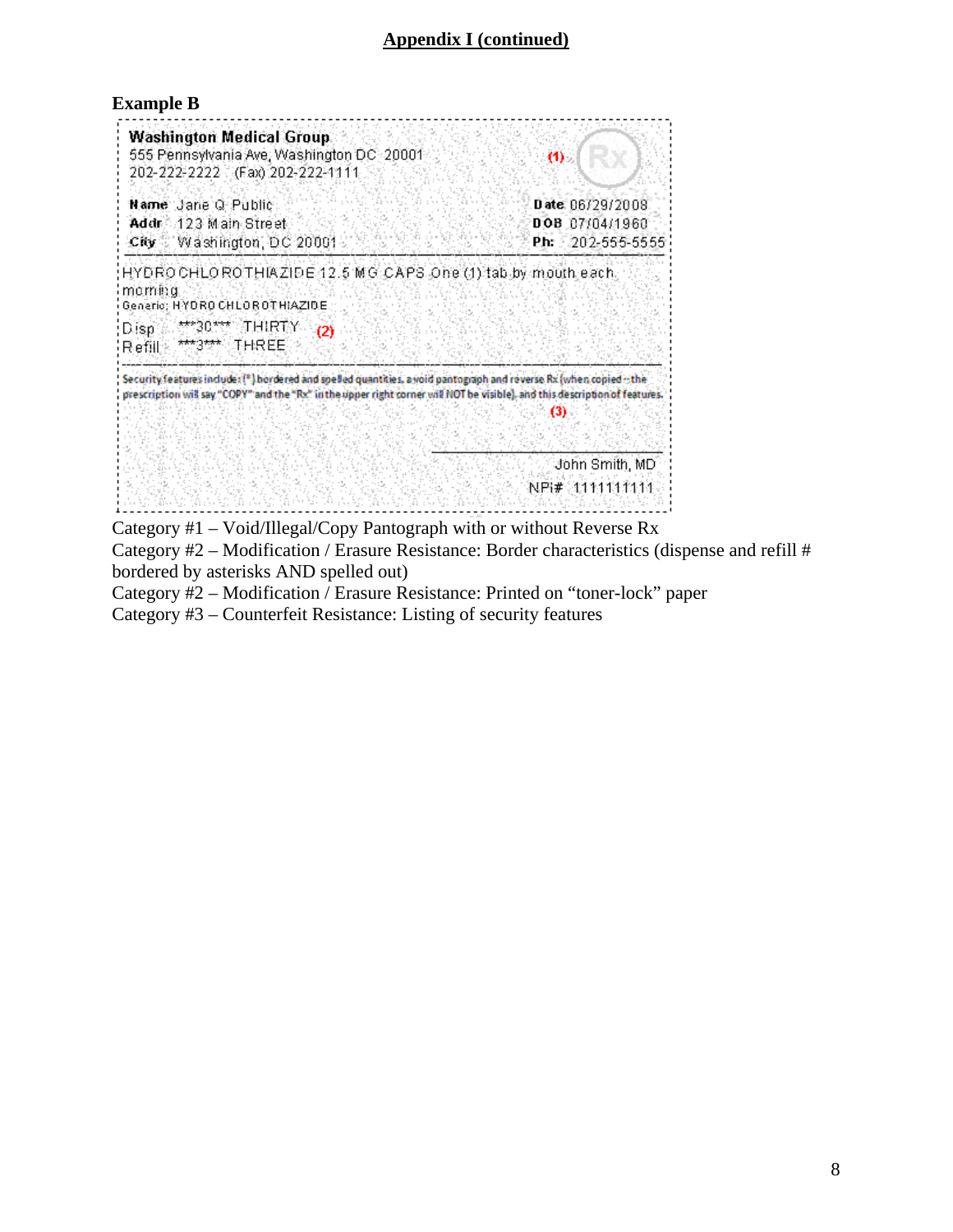## Appendix I (continued)

### Example B

Washington Medical Group
555 Pennsylvania Ave, Washington DC 20001
202-222-2222 (Fax) 202-222-1111

(1) Rx

Name Jane Q Public
Addr 123 Main Street
City Washington, DC 20001

Date 06/29/2008
DOB 07/04/1960
Ph: 202-555-5555

HYDROCHLOROTHIAZIDE 12.5 MG CAPS One (1) tab by mouth each morning
Generic: HYDROCHLOROTHIAZIDE

Disp ***30*** THIRTY (2)
Refill ***3*** THREE

Security features include: (*) bordered and spelled quantities, a void pantograph and reverse Rx (when copied – the prescription will say "COPY" and the "Rx" in the upper right corner will NOT be visible), and this description of features.
(3)

John Smith, MD
NPI# 1111111111

Category #1 – Void/Illegal/Copy Pantograph with or without Reverse Rx
Category #2 – Modification / Erasure Resistance: Border characteristics (dispense and refill # bordered by asterisks AND spelled out)
Category #2 – Modification / Erasure Resistance: Printed on "toner-lock" paper
Category #3 – Counterfeit Resistance: Listing of security features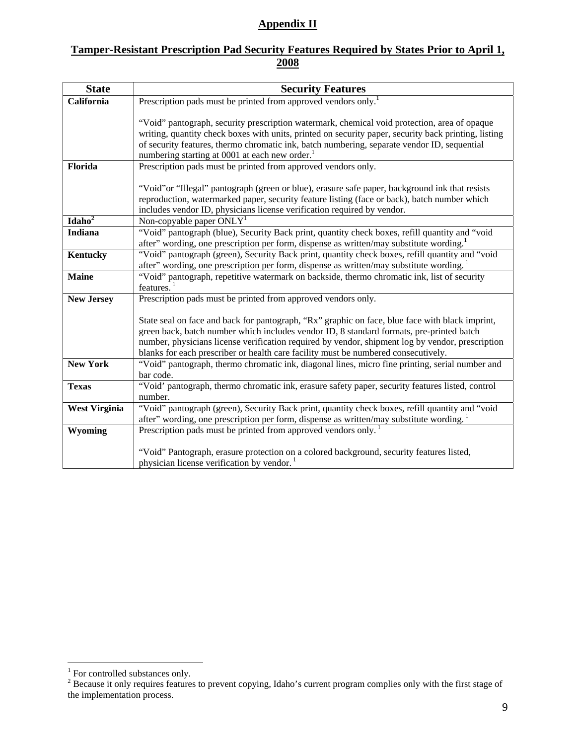# Appendix II

## Tamper-Resistant Prescription Pad Security Features Required by States Prior to April 1, 2008

| State | Security Features |
|---|---|
| **California** | Prescription pads must be printed from approved vendors only.[1]<br><br>"Void" pantograph, security prescription watermark, chemical void protection, area of opaque writing, quantity check boxes with units, printed on security paper, security back printing, listing of security features, thermo chromatic ink, batch numbering, separate vendor ID, sequential numbering starting at 0001 at each new order.[1] |
| **Florida** | Prescription pads must be printed from approved vendors only.<br><br>"Void"or "Illegal" pantograph (green or blue), erasure safe paper, background ink that resists reproduction, watermarked paper, security feature listing (face or back), batch number which includes vendor ID, physicians license verification required by vendor. |
| **Idaho**[2] | Non-copyable paper ONLY[1] |
| **Indiana** | "Void" pantograph (blue), Security Back print, quantity check boxes, refill quantity and "void after" wording, one prescription per form, dispense as written/may substitute wording.[1] |
| **Kentucky** | "Void" pantograph (green), Security Back print, quantity check boxes, refill quantity and "void after" wording, one prescription per form, dispense as written/may substitute wording.[1] |
| **Maine** | "Void" pantograph, repetitive watermark on backside, thermo chromatic ink, list of security features.[1] |
| **New Jersey** | Prescription pads must be printed from approved vendors only.<br><br>State seal on face and back for pantograph, "Rx" graphic on face, blue face with black imprint, green back, batch number which includes vendor ID, 8 standard formats, pre-printed batch number, physicians license verification required by vendor, shipment log by vendor, prescription blanks for each prescriber or health care facility must be numbered consecutively. |
| **New York** | "Void" pantograph, thermo chromatic ink, diagonal lines, micro fine printing, serial number and bar code. |
| **Texas** | "Void' pantograph, thermo chromatic ink, erasure safety paper, security features listed, control number. |
| **West Virginia** | "Void" pantograph (green), Security Back print, quantity check boxes, refill quantity and "void after" wording, one prescription per form, dispense as written/may substitute wording.[1] |
| **Wyoming** | Prescription pads must be printed from approved vendors only.[1]<br><br>"Void" Pantograph, erasure protection on a colored background, security features listed, physician license verification by vendor.[1] |

[1] For controlled substances only.

[2] Because it only requires features to prevent copying, Idaho's current program complies only with the first stage of the implementation process.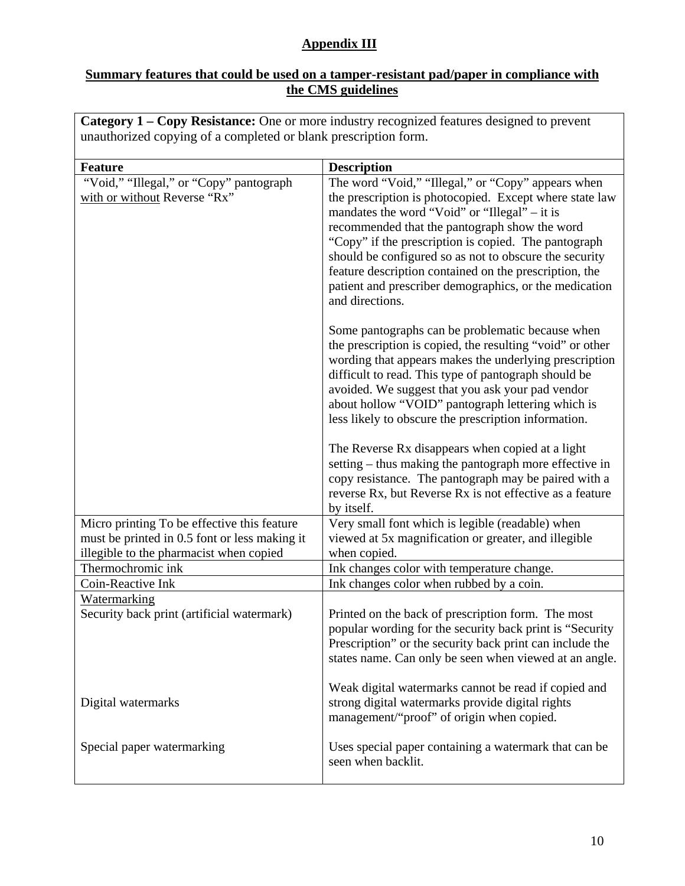# Appendix III

## Summary features that could be used on a tamper-resistant pad/paper in compliance with the CMS guidelines

**Category 1 – Copy Resistance:** One or more industry recognized features designed to prevent unauthorized copying of a completed or blank prescription form.

| Feature | Description |
|---|---|
| "Void," "Illegal," or "Copy" pantograph with or without Reverse "Rx" | The word "Void," "Illegal," or "Copy" appears when the prescription is photocopied. Except where state law mandates the word "Void" or "Illegal" – it is recommended that the pantograph show the word "Copy" if the prescription is copied. The pantograph should be configured so as not to obscure the security feature description contained on the prescription, the patient and prescriber demographics, or the medication and directions.<br><br>Some pantographs can be problematic because when the prescription is copied, the resulting "void" or other wording that appears makes the underlying prescription difficult to read. This type of pantograph should be avoided. We suggest that you ask your pad vendor about hollow "VOID" pantograph lettering which is less likely to obscure the prescription information.<br><br>The Reverse Rx disappears when copied at a light setting – thus making the pantograph more effective in copy resistance. The pantograph may be paired with a reverse Rx, but Reverse Rx is not effective as a feature by itself. |
| Micro printing To be effective this feature must be printed in 0.5 font or less making it illegible to the pharmacist when copied | Very small font which is legible (readable) when viewed at 5x magnification or greater, and illegible when copied. |
| Thermochromic ink | Ink changes color with temperature change. |
| Coin-Reactive Ink | Ink changes color when rubbed by a coin. |
| Watermarking<br>Security back print (artificial watermark) | Printed on the back of prescription form. The most popular wording for the security back print is "Security Prescription" or the security back print can include the states name. Can only be seen when viewed at an angle. |
| Digital watermarks | Weak digital watermarks cannot be read if copied and strong digital watermarks provide digital rights management/"proof" of origin when copied. |
| Special paper watermarking | Uses special paper containing a watermark that can be seen when backlit. |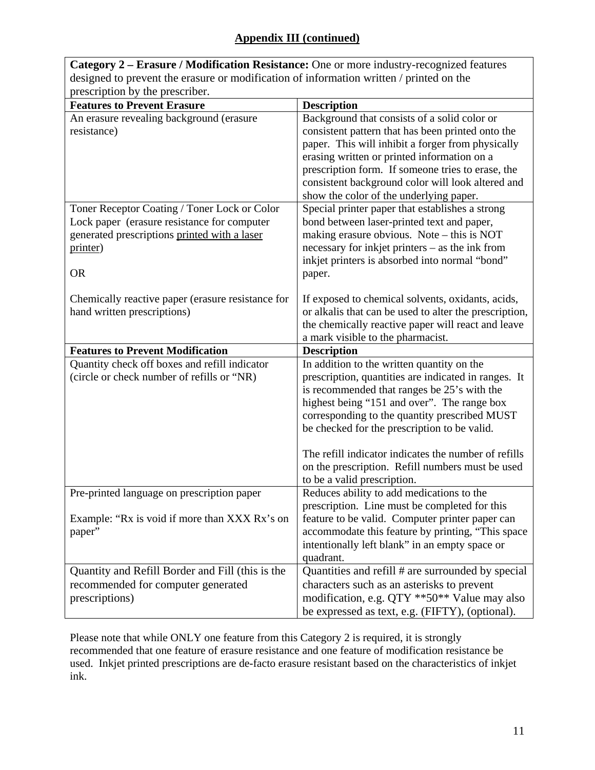## Appendix III (continued)

| **Category 2 – Erasure / Modification Resistance:** One or more industry-recognized features designed to prevent the erasure or modification of information written / printed on the prescription by the prescriber. | |
|---|---|
| **Features to Prevent Erasure** | **Description** |
| An erasure revealing background (erasure resistance) | Background that consists of a solid color or consistent pattern that has been printed onto the paper. This will inhibit a forger from physically erasing written or printed information on a prescription form. If someone tries to erase, the consistent background color will look altered and show the color of the underlying paper. |
| Toner Receptor Coating / Toner Lock or Color Lock paper (erasure resistance for computer generated prescriptions printed with a laser printer)<br><br>OR<br><br>Chemically reactive paper (erasure resistance for hand written prescriptions) | Special printer paper that establishes a strong bond between laser-printed text and paper, making erasure obvious. Note – this is NOT necessary for inkjet printers – as the ink from inkjet printers is absorbed into normal "bond" paper.<br><br>If exposed to chemical solvents, oxidants, acids, or alkalis that can be used to alter the prescription, the chemically reactive paper will react and leave a mark visible to the pharmacist. |
| **Features to Prevent Modification** | **Description** |
| Quantity check off boxes and refill indicator (circle or check number of refills or "NR) | In addition to the written quantity on the prescription, quantities are indicated in ranges. It is recommended that ranges be 25's with the highest being "151 and over". The range box corresponding to the quantity prescribed MUST be checked for the prescription to be valid.<br><br>The refill indicator indicates the number of refills on the prescription. Refill numbers must be used to be a valid prescription. |
| Pre-printed language on prescription paper<br><br>Example: "Rx is void if more than XXX Rx's on paper" | Reduces ability to add medications to the prescription. Line must be completed for this feature to be valid. Computer printer paper can accommodate this feature by printing, "This space intentionally left blank" in an empty space or quadrant. |
| Quantity and Refill Border and Fill (this is the recommended for computer generated prescriptions) | Quantities and refill # are surrounded by special characters such as an asterisks to prevent modification, e.g. QTY **50** Value may also be expressed as text, e.g. (FIFTY), (optional). |

Please note that while ONLY one feature from this Category 2 is required, it is strongly recommended that one feature of erasure resistance and one feature of modification resistance be used. Inkjet printed prescriptions are de-facto erasure resistant based on the characteristics of inkjet ink.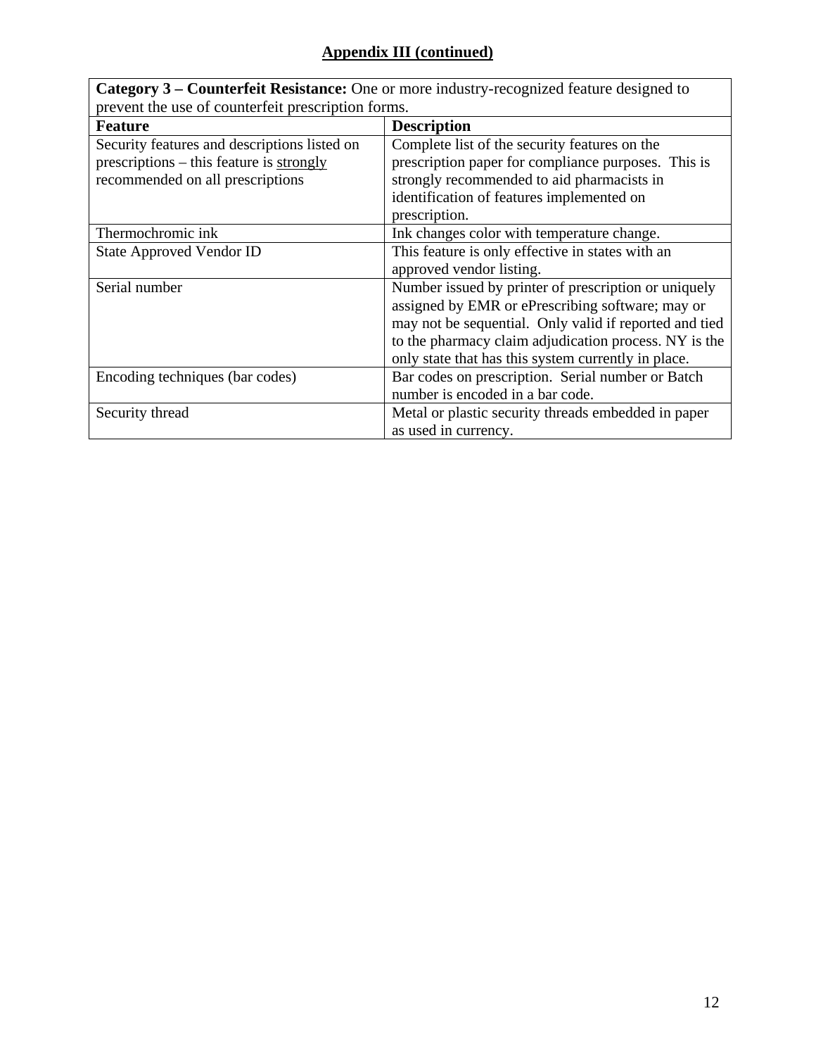## Appendix III (continued)

| **Category 3 – Counterfeit Resistance:** One or more industry-recognized feature designed to prevent the use of counterfeit prescription forms. | |
|---|---|
| **Feature** | **Description** |
| Security features and descriptions listed on prescriptions – this feature is strongly recommended on all prescriptions | Complete list of the security features on the prescription paper for compliance purposes. This is strongly recommended to aid pharmacists in identification of features implemented on prescription. |
| Thermochromic ink | Ink changes color with temperature change. |
| State Approved Vendor ID | This feature is only effective in states with an approved vendor listing. |
| Serial number | Number issued by printer of prescription or uniquely assigned by EMR or ePrescribing software; may or may not be sequential. Only valid if reported and tied to the pharmacy claim adjudication process. NY is the only state that has this system currently in place. |
| Encoding techniques (bar codes) | Bar codes on prescription. Serial number or Batch number is encoded in a bar code. |
| Security thread | Metal or plastic security threads embedded in paper as used in currency. |